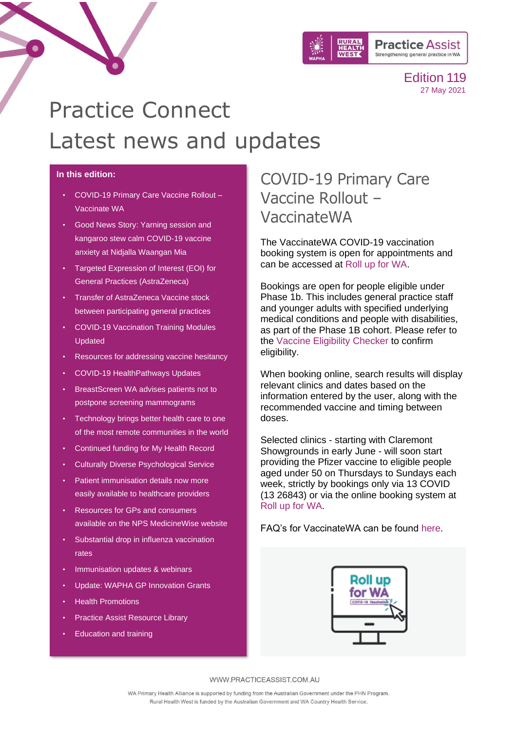Edition 119
27 May 2021

# Practice Connect
# Latest news and updates

**In this edition:**

- COVID-19 Primary Care Vaccine Rollout – Vaccinate WA
- Good News Story: Yarning session and kangaroo stew calm COVID-19 vaccine anxiety at Nidjalla Waangan Mia
- Targeted Expression of Interest (EOI) for General Practices (AstraZeneca)
- Transfer of AstraZeneca Vaccine stock between participating general practices
- COVID-19 Vaccination Training Modules Updated
- Resources for addressing vaccine hesitancy
- COVID-19 HealthPathways Updates
- BreastScreen WA advises patients not to postpone screening mammograms
- Technology brings better health care to one of the most remote communities in the world
- Continued funding for My Health Record
- Culturally Diverse Psychological Service
- Patient immunisation details now more easily available to healthcare providers
- Resources for GPs and consumers available on the NPS MedicineWise website
- Substantial drop in influenza vaccination rates
- Immunisation updates & webinars
- Update: WAPHA GP Innovation Grants
- Health Promotions
- Practice Assist Resource Library
- Education and training

## COVID-19 Primary Care Vaccine Rollout – VaccinateWA

The VaccinateWA COVID-19 vaccination booking system is open for appointments and can be accessed at Roll up for WA.

Bookings are open for people eligible under Phase 1b. This includes general practice staff and younger adults with specified underlying medical conditions and people with disabilities, as part of the Phase 1B cohort. Please refer to the Vaccine Eligibility Checker to confirm eligibility.

When booking online, search results will display relevant clinics and dates based on the information entered by the user, along with the recommended vaccine and timing between doses.

Selected clinics - starting with Claremont Showgrounds in early June - will soon start providing the Pfizer vaccine to eligible people aged under 50 on Thursdays to Sundays each week, strictly by bookings only via 13 COVID (13 26843) or via the online booking system at Roll up for WA.

FAQ's for VaccinateWA can be found here.

WWW.PRACTICEASSIST.COM.AU

WA Primary Health Alliance is supported by funding from the Australian Government under the PHN Program.
Rural Health West is funded by the Australian Government and WA Country Health Service.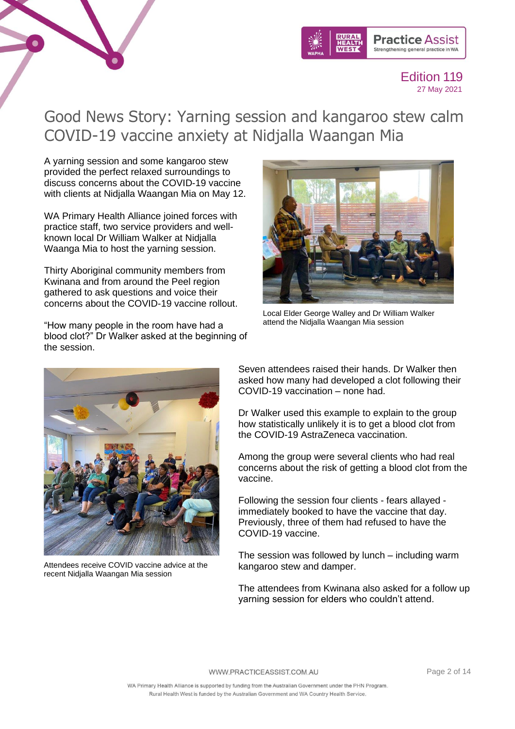# Good News Story: Yarning session and kangaroo stew calm COVID-19 vaccine anxiety at Nidjalla Waangan Mia

A yarning session and some kangaroo stew provided the perfect relaxed surroundings to discuss concerns about the COVID-19 vaccine with clients at Nidjalla Waangan Mia on May 12.

WA Primary Health Alliance joined forces with practice staff, two service providers and well-known local Dr William Walker at Nidjalla Waanga Mia to host the yarning session.

Thirty Aboriginal community members from Kwinana and from around the Peel region gathered to ask questions and voice their concerns about the COVID-19 vaccine rollout.

"How many people in the room have had a blood clot?" Dr Walker asked at the beginning of the session.

Local Elder George Walley and Dr William Walker attend the Nidjalla Waangan Mia session

Seven attendees raised their hands. Dr Walker then asked how many had developed a clot following their COVID-19 vaccination – none had.

Dr Walker used this example to explain to the group how statistically unlikely it is to get a blood clot from the COVID-19 AstraZeneca vaccination.

Among the group were several clients who had real concerns about the risk of getting a blood clot from the vaccine.

Following the session four clients - fears allayed - immediately booked to have the vaccine that day. Previously, three of them had refused to have the COVID-19 vaccine.

The session was followed by lunch – including warm kangaroo stew and damper.

The attendees from Kwinana also asked for a follow up yarning session for elders who couldn't attend.

Attendees receive COVID vaccine advice at the recent Nidjalla Waangan Mia session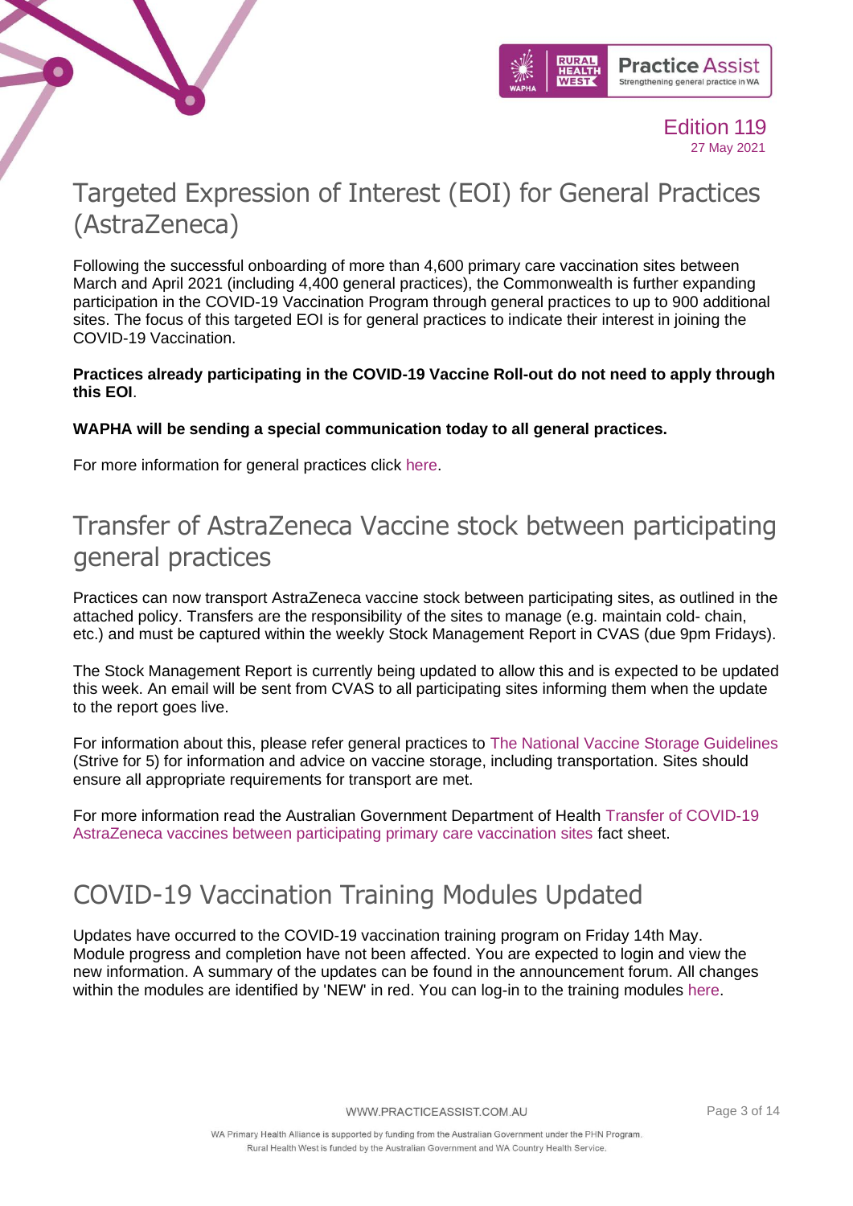# Targeted Expression of Interest (EOI) for General Practices (AstraZeneca)

Following the successful onboarding of more than 4,600 primary care vaccination sites between March and April 2021 (including 4,400 general practices), the Commonwealth is further expanding participation in the COVID-19 Vaccination Program through general practices to up to 900 additional sites. The focus of this targeted EOI is for general practices to indicate their interest in joining the COVID-19 Vaccination.

**Practices already participating in the COVID-19 Vaccine Roll-out do not need to apply through this EOI**.

**WAPHA will be sending a special communication today to all general practices.**

For more information for general practices click here.

# Transfer of AstraZeneca Vaccine stock between participating general practices

Practices can now transport AstraZeneca vaccine stock between participating sites, as outlined in the attached policy. Transfers are the responsibility of the sites to manage (e.g. maintain cold- chain, etc.) and must be captured within the weekly Stock Management Report in CVAS (due 9pm Fridays).

The Stock Management Report is currently being updated to allow this and is expected to be updated this week. An email will be sent from CVAS to all participating sites informing them when the update to the report goes live.

For information about this, please refer general practices to The National Vaccine Storage Guidelines (Strive for 5) for information and advice on vaccine storage, including transportation. Sites should ensure all appropriate requirements for transport are met.

For more information read the Australian Government Department of Health Transfer of COVID-19 AstraZeneca vaccines between participating primary care vaccination sites fact sheet.

# COVID-19 Vaccination Training Modules Updated

Updates have occurred to the COVID-19 vaccination training program on Friday 14th May. Module progress and completion have not been affected. You are expected to login and view the new information. A summary of the updates can be found in the announcement forum. All changes within the modules are identified by 'NEW' in red. You can log-in to the training modules here.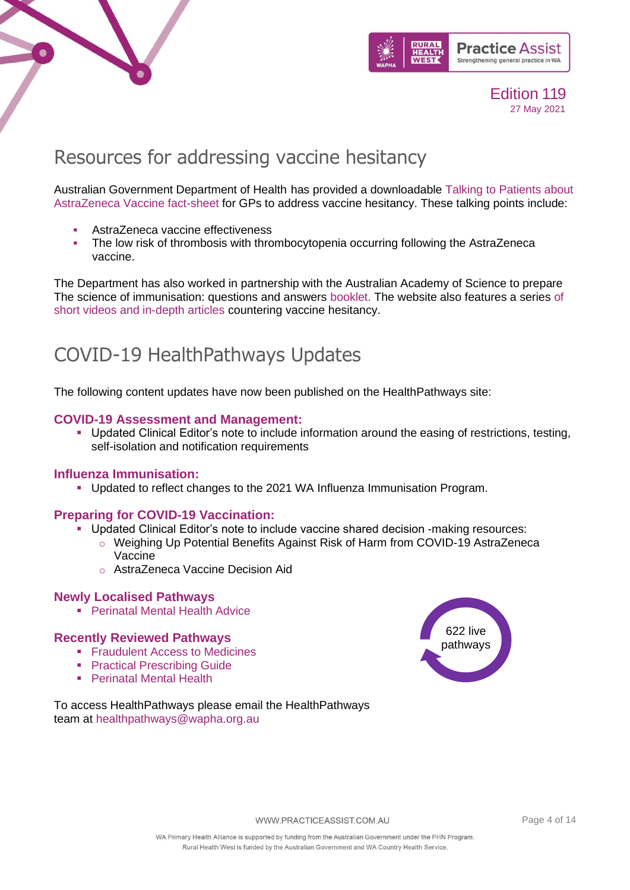## Resources for addressing vaccine hesitancy

Australian Government Department of Health has provided a downloadable Talking to Patients about AstraZeneca Vaccine fact-sheet for GPs to address vaccine hesitancy. These talking points include:

- AstraZeneca vaccine effectiveness
- The low risk of thrombosis with thrombocytopenia occurring following the AstraZeneca vaccine.

The Department has also worked in partnership with the Australian Academy of Science to prepare The science of immunisation: questions and answers booklet. The website also features a series of short videos and in-depth articles countering vaccine hesitancy.

## COVID-19 HealthPathways Updates

The following content updates have now been published on the HealthPathways site:

### COVID-19 Assessment and Management:

- Updated Clinical Editor's note to include information around the easing of restrictions, testing, self-isolation and notification requirements

### Influenza Immunisation:

- Updated to reflect changes to the 2021 WA Influenza Immunisation Program.

### Preparing for COVID-19 Vaccination:

- Updated Clinical Editor's note to include vaccine shared decision -making resources:
  - Weighing Up Potential Benefits Against Risk of Harm from COVID-19 AstraZeneca Vaccine
  - AstraZeneca Vaccine Decision Aid

### Newly Localised Pathways

- Perinatal Mental Health Advice

### Recently Reviewed Pathways

- Fraudulent Access to Medicines
- Practical Prescribing Guide
- Perinatal Mental Health

622 live pathways

To access HealthPathways please email the HealthPathways team at healthpathways@wapha.org.au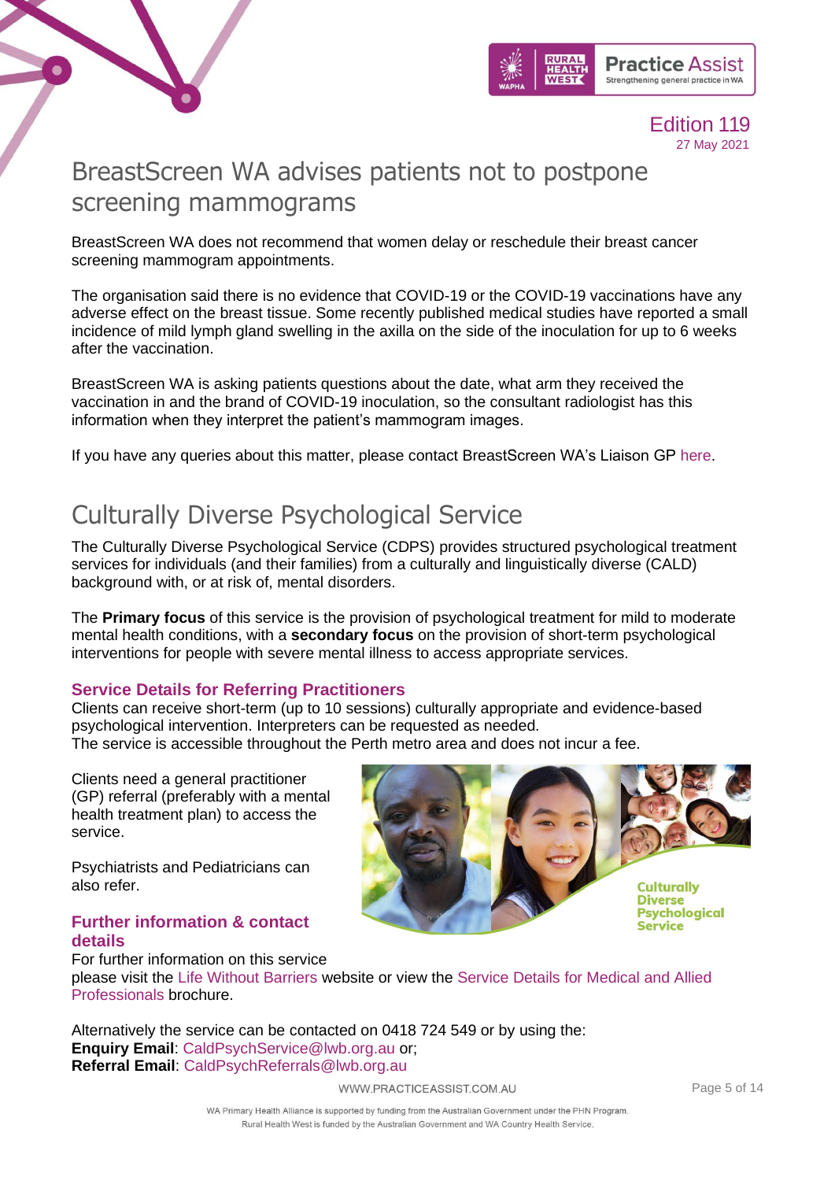# BreastScreen WA advises patients not to postpone screening mammograms

BreastScreen WA does not recommend that women delay or reschedule their breast cancer screening mammogram appointments.

The organisation said there is no evidence that COVID-19 or the COVID-19 vaccinations have any adverse effect on the breast tissue. Some recently published medical studies have reported a small incidence of mild lymph gland swelling in the axilla on the side of the inoculation for up to 6 weeks after the vaccination.

BreastScreen WA is asking patients questions about the date, what arm they received the vaccination in and the brand of COVID-19 inoculation, so the consultant radiologist has this information when they interpret the patient's mammogram images.

If you have any queries about this matter, please contact BreastScreen WA's Liaison GP here.

# Culturally Diverse Psychological Service

The Culturally Diverse Psychological Service (CDPS) provides structured psychological treatment services for individuals (and their families) from a culturally and linguistically diverse (CALD) background with, or at risk of, mental disorders.

The **Primary focus** of this service is the provision of psychological treatment for mild to moderate mental health conditions, with a **secondary focus** on the provision of short-term psychological interventions for people with severe mental illness to access appropriate services.

### Service Details for Referring Practitioners

Clients can receive short-term (up to 10 sessions) culturally appropriate and evidence-based psychological intervention. Interpreters can be requested as needed.
The service is accessible throughout the Perth metro area and does not incur a fee.

Clients need a general practitioner (GP) referral (preferably with a mental health treatment plan) to access the service.

Psychiatrists and Pediatricians can also refer.

### Further information & contact details

For further information on this service please visit the Life Without Barriers website or view the Service Details for Medical and Allied Professionals brochure.

Alternatively the service can be contacted on 0418 724 549 or by using the:
**Enquiry Email**: CaldPsychService@lwb.org.au or;
**Referral Email**: CaldPsychReferrals@lwb.org.au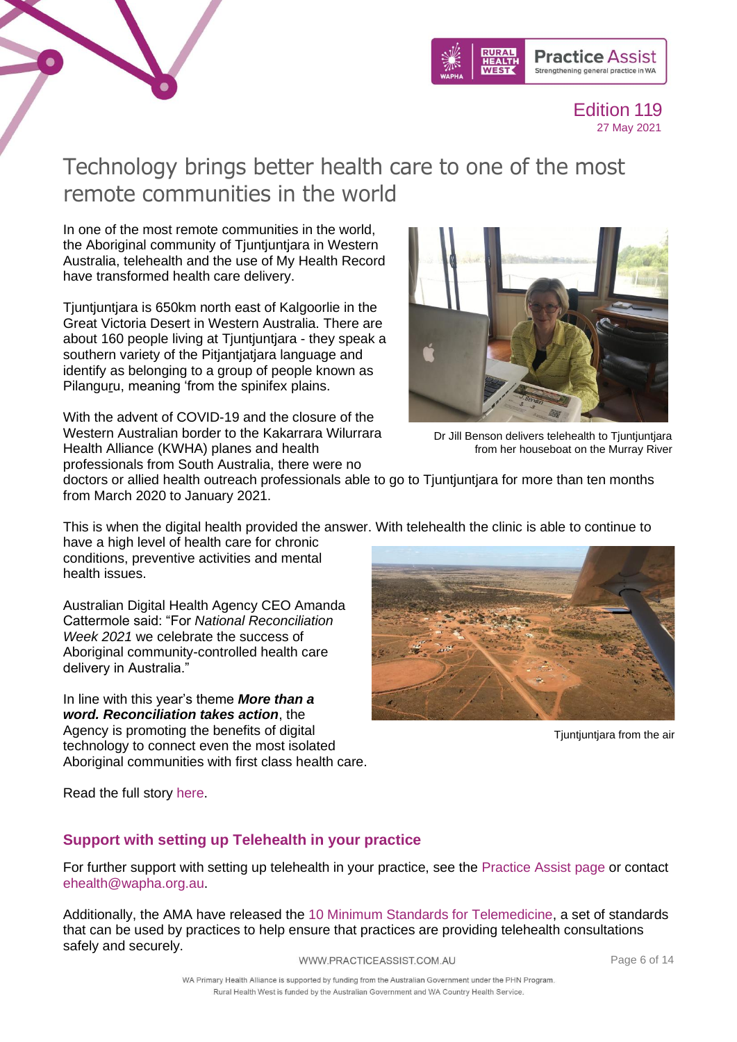# Technology brings better health care to one of the most remote communities in the world

In one of the most remote communities in the world, the Aboriginal community of Tjuntjuntjara in Western Australia, telehealth and the use of My Health Record have transformed health care delivery.

Tjuntjuntjara is 650km north east of Kalgoorlie in the Great Victoria Desert in Western Australia. There are about 160 people living at Tjuntjuntjara - they speak a southern variety of the Pitjantjatjara language and identify as belonging to a group of people known as Pilanguṟu, meaning 'from the spinifex plains.

With the advent of COVID-19 and the closure of the Western Australian border to the Kakarrara Wilurrara Health Alliance (KWHA) planes and health professionals from South Australia, there were no doctors or allied health outreach professionals able to go to Tjuntjuntjara for more than ten months from March 2020 to January 2021.

Dr Jill Benson delivers telehealth to Tjuntjuntjara from her houseboat on the Murray River

This is when the digital health provided the answer. With telehealth the clinic is able to continue to have a high level of health care for chronic conditions, preventive activities and mental health issues.

Australian Digital Health Agency CEO Amanda Cattermole said: "For *National Reconciliation Week 2021* we celebrate the success of Aboriginal community-controlled health care delivery in Australia."

In line with this year's theme ***More than a word. Reconciliation takes action***, the Agency is promoting the benefits of digital technology to connect even the most isolated Aboriginal communities with first class health care.

Tjuntjuntjara from the air

Read the full story here.

## Support with setting up Telehealth in your practice

For further support with setting up telehealth in your practice, see the Practice Assist page or contact ehealth@wapha.org.au.

Additionally, the AMA have released the 10 Minimum Standards for Telemedicine, a set of standards that can be used by practices to help ensure that practices are providing telehealth consultations safely and securely.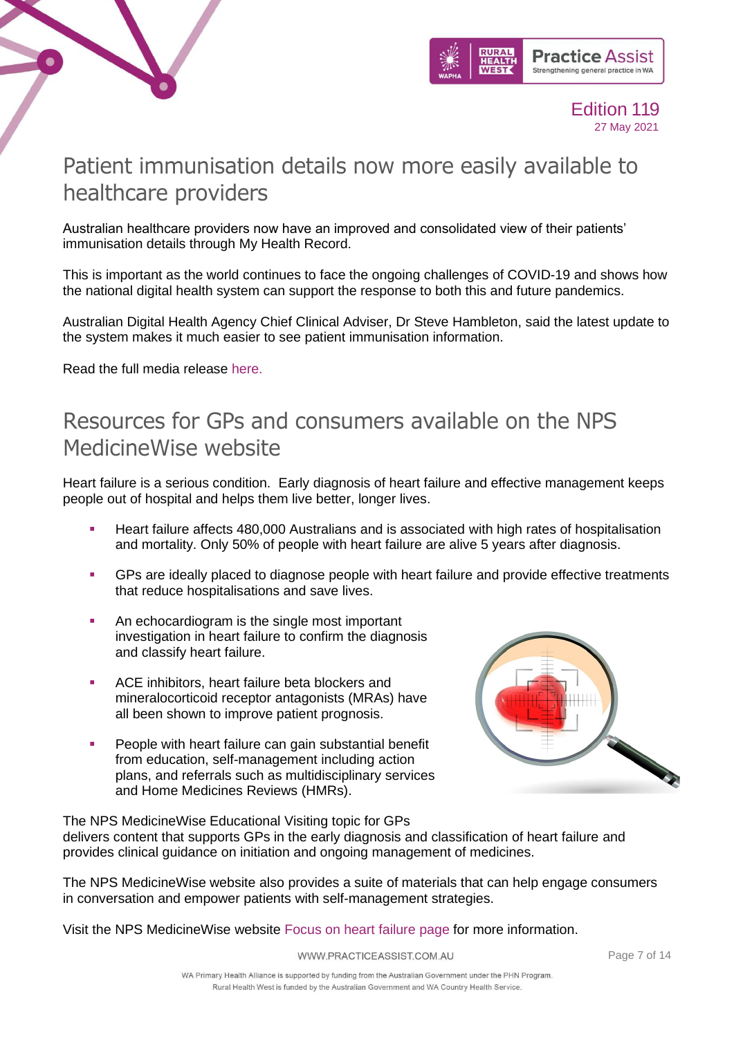# Patient immunisation details now more easily available to healthcare providers

Australian healthcare providers now have an improved and consolidated view of their patients' immunisation details through My Health Record.

This is important as the world continues to face the ongoing challenges of COVID-19 and shows how the national digital health system can support the response to both this and future pandemics.

Australian Digital Health Agency Chief Clinical Adviser, Dr Steve Hambleton, said the latest update to the system makes it much easier to see patient immunisation information.

Read the full media release here.

# Resources for GPs and consumers available on the NPS MedicineWise website

Heart failure is a serious condition. Early diagnosis of heart failure and effective management keeps people out of hospital and helps them live better, longer lives.

- Heart failure affects 480,000 Australians and is associated with high rates of hospitalisation and mortality. Only 50% of people with heart failure are alive 5 years after diagnosis.
- GPs are ideally placed to diagnose people with heart failure and provide effective treatments that reduce hospitalisations and save lives.
- An echocardiogram is the single most important investigation in heart failure to confirm the diagnosis and classify heart failure.
- ACE inhibitors, heart failure beta blockers and mineralocorticoid receptor antagonists (MRAs) have all been shown to improve patient prognosis.
- People with heart failure can gain substantial benefit from education, self-management including action plans, and referrals such as multidisciplinary services and Home Medicines Reviews (HMRs).

The NPS MedicineWise Educational Visiting topic for GPs delivers content that supports GPs in the early diagnosis and classification of heart failure and provides clinical guidance on initiation and ongoing management of medicines.

The NPS MedicineWise website also provides a suite of materials that can help engage consumers in conversation and empower patients with self-management strategies.

Visit the NPS MedicineWise website Focus on heart failure page for more information.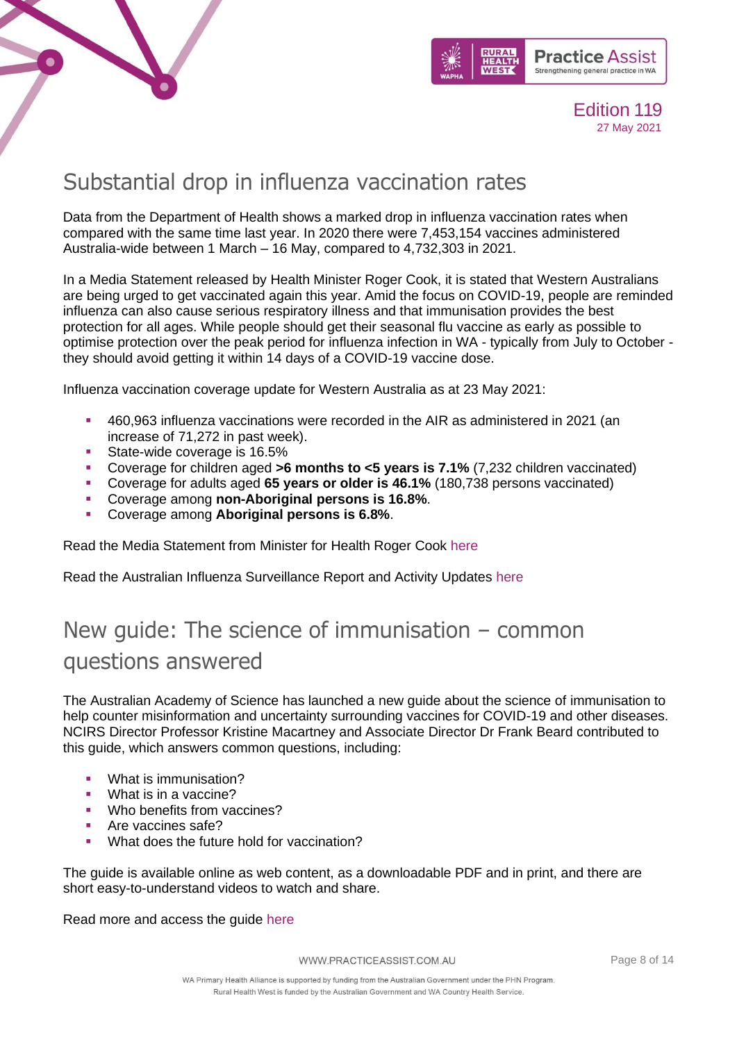## Substantial drop in influenza vaccination rates

Data from the Department of Health shows a marked drop in influenza vaccination rates when compared with the same time last year. In 2020 there were 7,453,154 vaccines administered Australia-wide between 1 March – 16 May, compared to 4,732,303 in 2021.

In a Media Statement released by Health Minister Roger Cook, it is stated that Western Australians are being urged to get vaccinated again this year. Amid the focus on COVID-19, people are reminded influenza can also cause serious respiratory illness and that immunisation provides the best protection for all ages. While people should get their seasonal flu vaccine as early as possible to optimise protection over the peak period for influenza infection in WA - typically from July to October - they should avoid getting it within 14 days of a COVID-19 vaccine dose.

Influenza vaccination coverage update for Western Australia as at 23 May 2021:

- 460,963 influenza vaccinations were recorded in the AIR as administered in 2021 (an increase of 71,272 in past week).
- State-wide coverage is 16.5%
- Coverage for children aged **>6 months to <5 years is 7.1%** (7,232 children vaccinated)
- Coverage for adults aged **65 years or older is 46.1%** (180,738 persons vaccinated)
- Coverage among **non-Aboriginal persons is 16.8%**.
- Coverage among **Aboriginal persons is 6.8%**.

Read the Media Statement from Minister for Health Roger Cook here

Read the Australian Influenza Surveillance Report and Activity Updates here

## New guide: The science of immunisation – common questions answered

The Australian Academy of Science has launched a new guide about the science of immunisation to help counter misinformation and uncertainty surrounding vaccines for COVID-19 and other diseases. NCIRS Director Professor Kristine Macartney and Associate Director Dr Frank Beard contributed to this guide, which answers common questions, including:

- What is immunisation?
- What is in a vaccine?
- Who benefits from vaccines?
- Are vaccines safe?
- What does the future hold for vaccination?

The guide is available online as web content, as a downloadable PDF and in print, and there are short easy-to-understand videos to watch and share.

Read more and access the guide here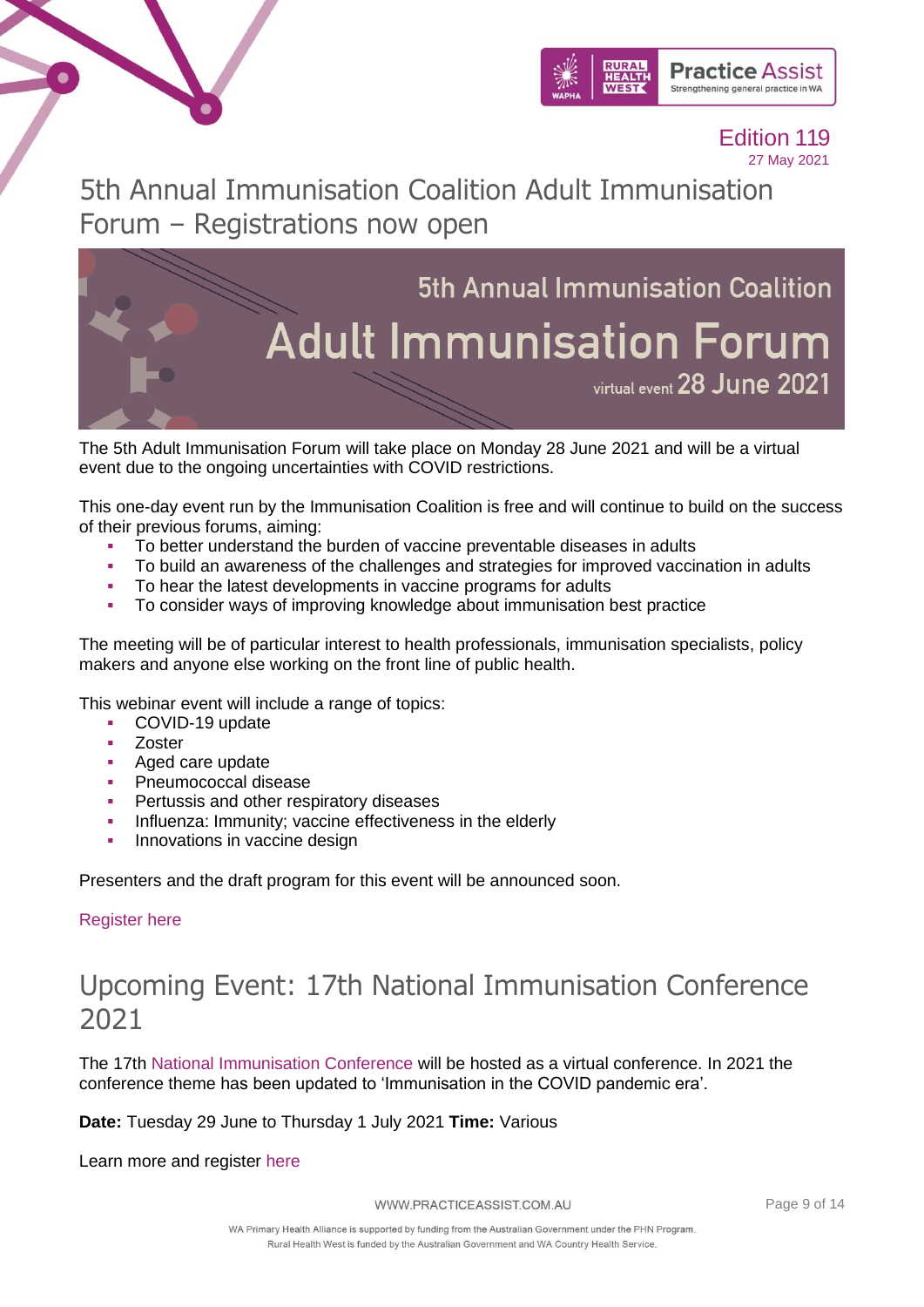# 5th Annual Immunisation Coalition Adult Immunisation Forum – Registrations now open

The 5th Adult Immunisation Forum will take place on Monday 28 June 2021 and will be a virtual event due to the ongoing uncertainties with COVID restrictions.

This one-day event run by the Immunisation Coalition is free and will continue to build on the success of their previous forums, aiming:

- To better understand the burden of vaccine preventable diseases in adults
- To build an awareness of the challenges and strategies for improved vaccination in adults
- To hear the latest developments in vaccine programs for adults
- To consider ways of improving knowledge about immunisation best practice

The meeting will be of particular interest to health professionals, immunisation specialists, policy makers and anyone else working on the front line of public health.

This webinar event will include a range of topics:

- COVID-19 update
- Zoster
- Aged care update
- Pneumococcal disease
- Pertussis and other respiratory diseases
- Influenza: Immunity; vaccine effectiveness in the elderly
- Innovations in vaccine design

Presenters and the draft program for this event will be announced soon.

Register here

# Upcoming Event: 17th National Immunisation Conference 2021

The 17th National Immunisation Conference will be hosted as a virtual conference. In 2021 the conference theme has been updated to 'Immunisation in the COVID pandemic era'.

**Date:** Tuesday 29 June to Thursday 1 July 2021 **Time:** Various

Learn more and register here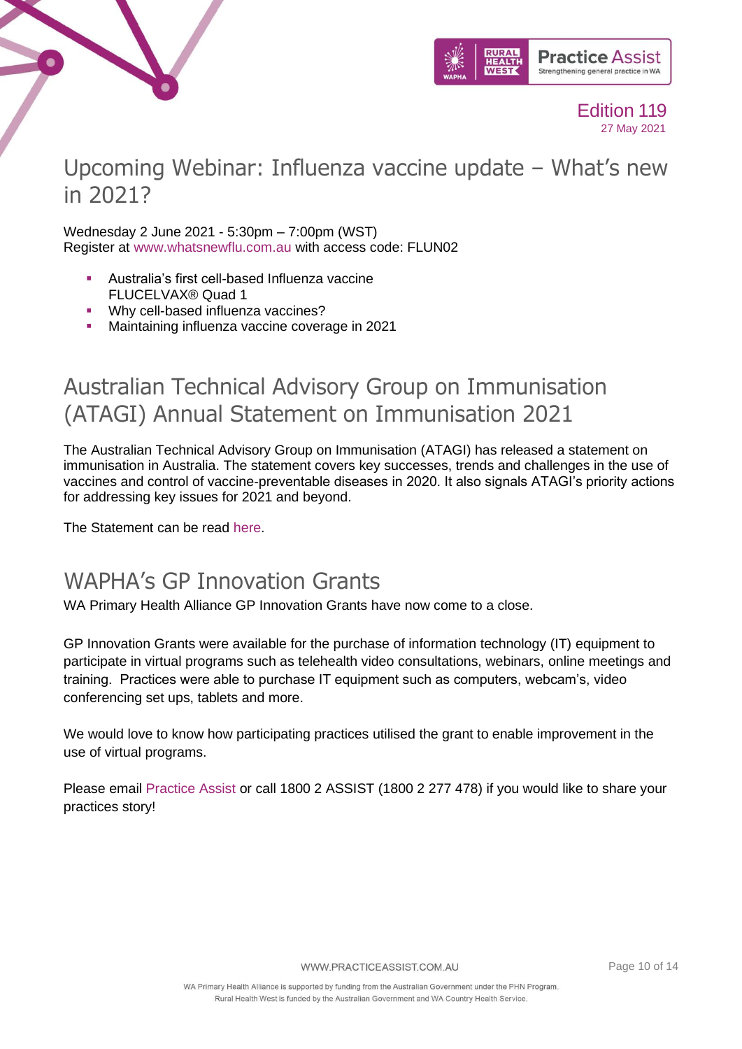## Upcoming Webinar: Influenza vaccine update – What's new in 2021?

Wednesday 2 June 2021 - 5:30pm – 7:00pm (WST)
Register at www.whatsnewflu.com.au with access code: FLUN02

- Australia's first cell-based Influenza vaccine FLUCELVAX® Quad 1
- Why cell-based influenza vaccines?
- Maintaining influenza vaccine coverage in 2021

## Australian Technical Advisory Group on Immunisation (ATAGI) Annual Statement on Immunisation 2021

The Australian Technical Advisory Group on Immunisation (ATAGI) has released a statement on immunisation in Australia. The statement covers key successes, trends and challenges in the use of vaccines and control of vaccine-preventable diseases in 2020. It also signals ATAGI's priority actions for addressing key issues for 2021 and beyond.

The Statement can be read here.

## WAPHA's GP Innovation Grants

WA Primary Health Alliance GP Innovation Grants have now come to a close.

GP Innovation Grants were available for the purchase of information technology (IT) equipment to participate in virtual programs such as telehealth video consultations, webinars, online meetings and training. Practices were able to purchase IT equipment such as computers, webcam's, video conferencing set ups, tablets and more.

We would love to know how participating practices utilised the grant to enable improvement in the use of virtual programs.

Please email Practice Assist or call 1800 2 ASSIST (1800 2 277 478) if you would like to share your practices story!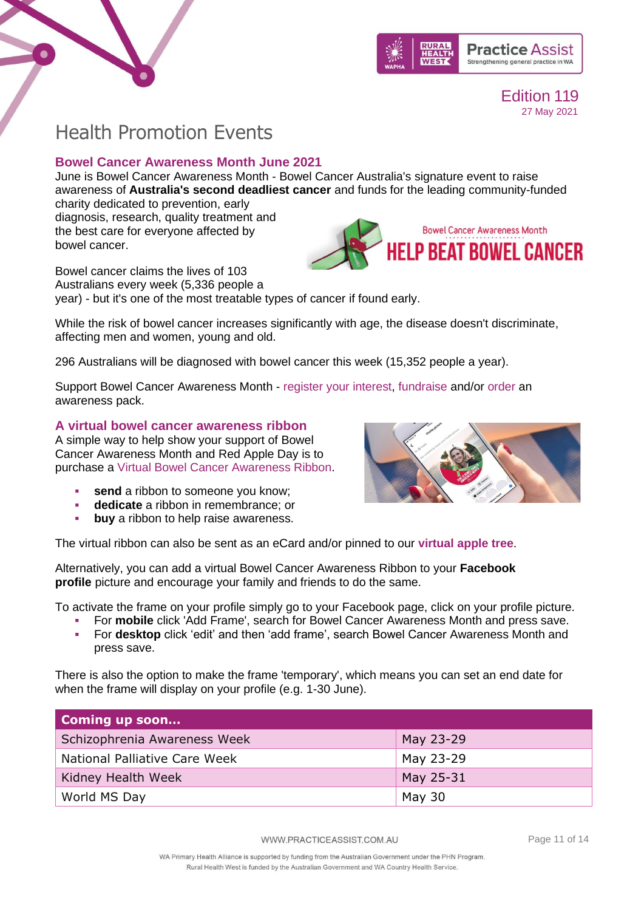# Health Promotion Events

## Bowel Cancer Awareness Month June 2021

June is Bowel Cancer Awareness Month - Bowel Cancer Australia's signature event to raise awareness of **Australia's second deadliest cancer** and funds for the leading community-funded charity dedicated to prevention, early diagnosis, research, quality treatment and the best care for everyone affected by bowel cancer.

Bowel cancer claims the lives of 103 Australians every week (5,336 people a year) - but it's one of the most treatable types of cancer if found early.

While the risk of bowel cancer increases significantly with age, the disease doesn't discriminate, affecting men and women, young and old.

296 Australians will be diagnosed with bowel cancer this week (15,352 people a year).

Support Bowel Cancer Awareness Month - register your interest, fundraise and/or order an awareness pack.

## A virtual bowel cancer awareness ribbon

A simple way to help show your support of Bowel Cancer Awareness Month and Red Apple Day is to purchase a Virtual Bowel Cancer Awareness Ribbon.

- **send** a ribbon to someone you know;
- **dedicate** a ribbon in remembrance; or
- **buy** a ribbon to help raise awareness.

The virtual ribbon can also be sent as an eCard and/or pinned to our **virtual apple tree**.

Alternatively, you can add a virtual Bowel Cancer Awareness Ribbon to your **Facebook profile** picture and encourage your family and friends to do the same.

To activate the frame on your profile simply go to your Facebook page, click on your profile picture.

- For **mobile** click 'Add Frame', search for Bowel Cancer Awareness Month and press save.
- For **desktop** click 'edit' and then 'add frame', search Bowel Cancer Awareness Month and press save.

There is also the option to make the frame 'temporary', which means you can set an end date for when the frame will display on your profile (e.g. 1-30 June).

| Coming up soon… | |
|---|---|
| Schizophrenia Awareness Week | May 23-29 |
| National Palliative Care Week | May 23-29 |
| Kidney Health Week | May 25-31 |
| World MS Day | May 30 |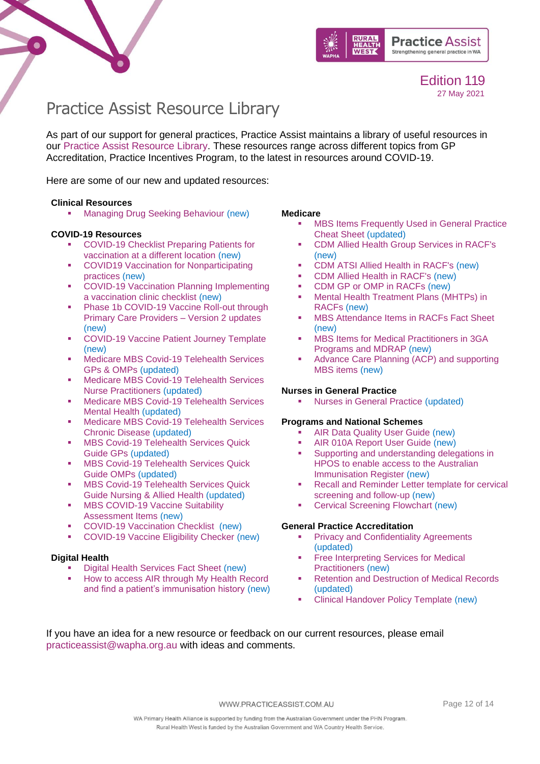Edition 119
27 May 2021

# Practice Assist Resource Library

As part of our support for general practices, Practice Assist maintains a library of useful resources in our Practice Assist Resource Library. These resources range across different topics from GP Accreditation, Practice Incentives Program, to the latest in resources around COVID-19.

Here are some of our new and updated resources:

**Clinical Resources**

- Managing Drug Seeking Behaviour (new)

**COVID-19 Resources**

- COVID-19 Checklist Preparing Patients for vaccination at a different location (new)
- COVID19 Vaccination for Nonparticipating practices (new)
- COVID-19 Vaccination Planning Implementing a vaccination clinic checklist (new)
- Phase 1b COVID-19 Vaccine Roll-out through Primary Care Providers – Version 2 updates (new)
- COVID-19 Vaccine Patient Journey Template (new)
- Medicare MBS Covid-19 Telehealth Services GPs & OMPs (updated)
- Medicare MBS Covid-19 Telehealth Services Nurse Practitioners (updated)
- Medicare MBS Covid-19 Telehealth Services Mental Health (updated)
- Medicare MBS Covid-19 Telehealth Services Chronic Disease (updated)
- MBS Covid-19 Telehealth Services Quick Guide GPs (updated)
- MBS Covid-19 Telehealth Services Quick Guide OMPs (updated)
- MBS Covid-19 Telehealth Services Quick Guide Nursing & Allied Health (updated)
- MBS COVID-19 Vaccine Suitability Assessment Items (new)
- COVID-19 Vaccination Checklist (new)
- COVID-19 Vaccine Eligibility Checker (new)

**Digital Health**

- Digital Health Services Fact Sheet (new)
- How to access AIR through My Health Record and find a patient's immunisation history (new)

**Medicare**

- MBS Items Frequently Used in General Practice Cheat Sheet (updated)
- CDM Allied Health Group Services in RACF's (new)
- CDM ATSI Allied Health in RACF's (new)
- CDM Allied Health in RACF's (new)
- CDM GP or OMP in RACFs (new)
- Mental Health Treatment Plans (MHTPs) in RACFs (new)
- MBS Attendance Items in RACFs Fact Sheet (new)
- MBS Items for Medical Practitioners in 3GA Programs and MDRAP (new)
- Advance Care Planning (ACP) and supporting MBS items (new)

**Nurses in General Practice**

- Nurses in General Practice (updated)

**Programs and National Schemes**

- AIR Data Quality User Guide (new)
- AIR 010A Report User Guide (new)
- Supporting and understanding delegations in HPOS to enable access to the Australian Immunisation Register (new)
- Recall and Reminder Letter template for cervical screening and follow-up (new)
- Cervical Screening Flowchart (new)

**General Practice Accreditation**

- Privacy and Confidentiality Agreements (updated)
- Free Interpreting Services for Medical Practitioners (new)
- Retention and Destruction of Medical Records (updated)
- Clinical Handover Policy Template (new)

If you have an idea for a new resource or feedback on our current resources, please email practiceassist@wapha.org.au with ideas and comments.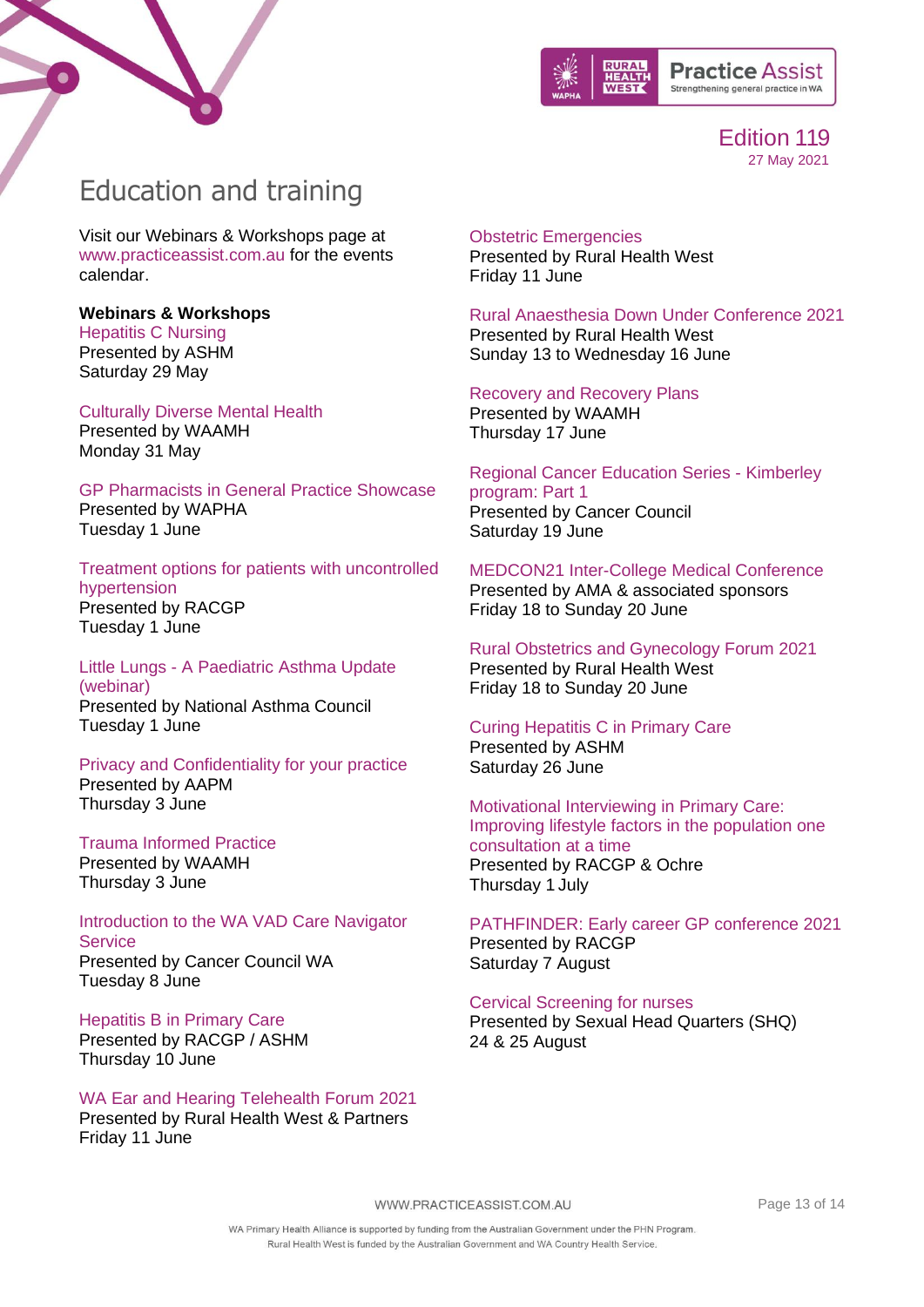# Education and training

Visit our Webinars & Workshops page at www.practiceassist.com.au for the events calendar.

**Webinars & Workshops**

Hepatitis C Nursing
Presented by ASHM
Saturday 29 May

Culturally Diverse Mental Health
Presented by WAAMH
Monday 31 May

GP Pharmacists in General Practice Showcase
Presented by WAPHA
Tuesday 1 June

Treatment options for patients with uncontrolled hypertension
Presented by RACGP
Tuesday 1 June

Little Lungs - A Paediatric Asthma Update (webinar)
Presented by National Asthma Council
Tuesday 1 June

Privacy and Confidentiality for your practice
Presented by AAPM
Thursday 3 June

Trauma Informed Practice
Presented by WAAMH
Thursday 3 June

Introduction to the WA VAD Care Navigator Service
Presented by Cancer Council WA
Tuesday 8 June

Hepatitis B in Primary Care
Presented by RACGP / ASHM
Thursday 10 June

WA Ear and Hearing Telehealth Forum 2021
Presented by Rural Health West & Partners
Friday 11 June

Obstetric Emergencies
Presented by Rural Health West
Friday 11 June

Rural Anaesthesia Down Under Conference 2021
Presented by Rural Health West
Sunday 13 to Wednesday 16 June

Recovery and Recovery Plans
Presented by WAAMH
Thursday 17 June

Regional Cancer Education Series - Kimberley program: Part 1
Presented by Cancer Council
Saturday 19 June

MEDCON21 Inter-College Medical Conference
Presented by AMA & associated sponsors
Friday 18 to Sunday 20 June

Rural Obstetrics and Gynecology Forum 2021
Presented by Rural Health West
Friday 18 to Sunday 20 June

Curing Hepatitis C in Primary Care
Presented by ASHM
Saturday 26 June

Motivational Interviewing in Primary Care: Improving lifestyle factors in the population one consultation at a time
Presented by RACGP & Ochre
Thursday 1 July

PATHFINDER: Early career GP conference 2021
Presented by RACGP
Saturday 7 August

Cervical Screening for nurses
Presented by Sexual Head Quarters (SHQ)
24 & 25 August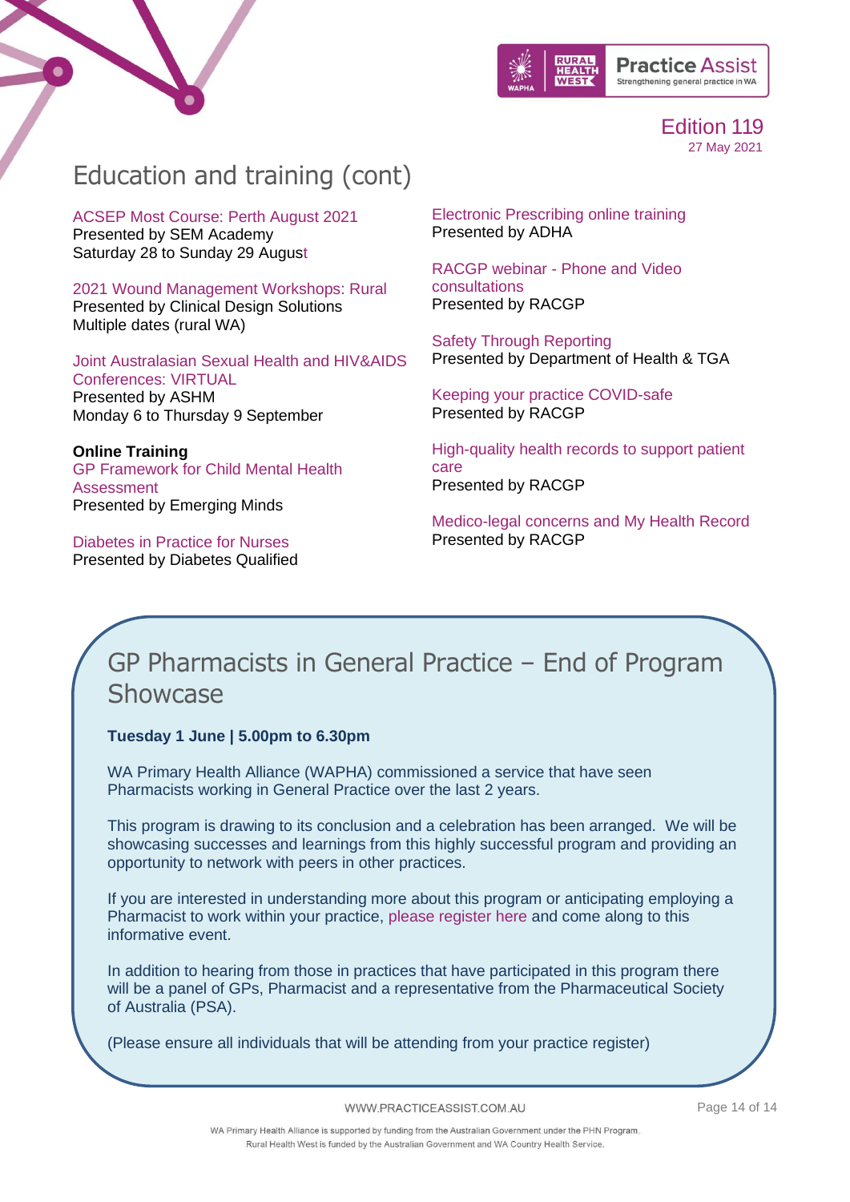# Education and training (cont)

ACSEP Most Course: Perth August 2021
Presented by SEM Academy
Saturday 28 to Sunday 29 August

2021 Wound Management Workshops: Rural
Presented by Clinical Design Solutions
Multiple dates (rural WA)

Joint Australasian Sexual Health and HIV&AIDS Conferences: VIRTUAL
Presented by ASHM
Monday 6 to Thursday 9 September

**Online Training**

GP Framework for Child Mental Health Assessment
Presented by Emerging Minds

Diabetes in Practice for Nurses
Presented by Diabetes Qualified

Electronic Prescribing online training
Presented by ADHA

RACGP webinar - Phone and Video consultations
Presented by RACGP

Safety Through Reporting
Presented by Department of Health & TGA

Keeping your practice COVID-safe
Presented by RACGP

High-quality health records to support patient care
Presented by RACGP

Medico-legal concerns and My Health Record
Presented by RACGP

## GP Pharmacists in General Practice – End of Program Showcase

**Tuesday 1 June | 5.00pm to 6.30pm**

WA Primary Health Alliance (WAPHA) commissioned a service that have seen Pharmacists working in General Practice over the last 2 years.

This program is drawing to its conclusion and a celebration has been arranged. We will be showcasing successes and learnings from this highly successful program and providing an opportunity to network with peers in other practices.

If you are interested in understanding more about this program or anticipating employing a Pharmacist to work within your practice, please register here and come along to this informative event.

In addition to hearing from those in practices that have participated in this program there will be a panel of GPs, Pharmacist and a representative from the Pharmaceutical Society of Australia (PSA).

(Please ensure all individuals that will be attending from your practice register)

WA Primary Health Alliance is supported by funding from the Australian Government under the PHN Program.
Rural Health West is funded by the Australian Government and WA Country Health Service.